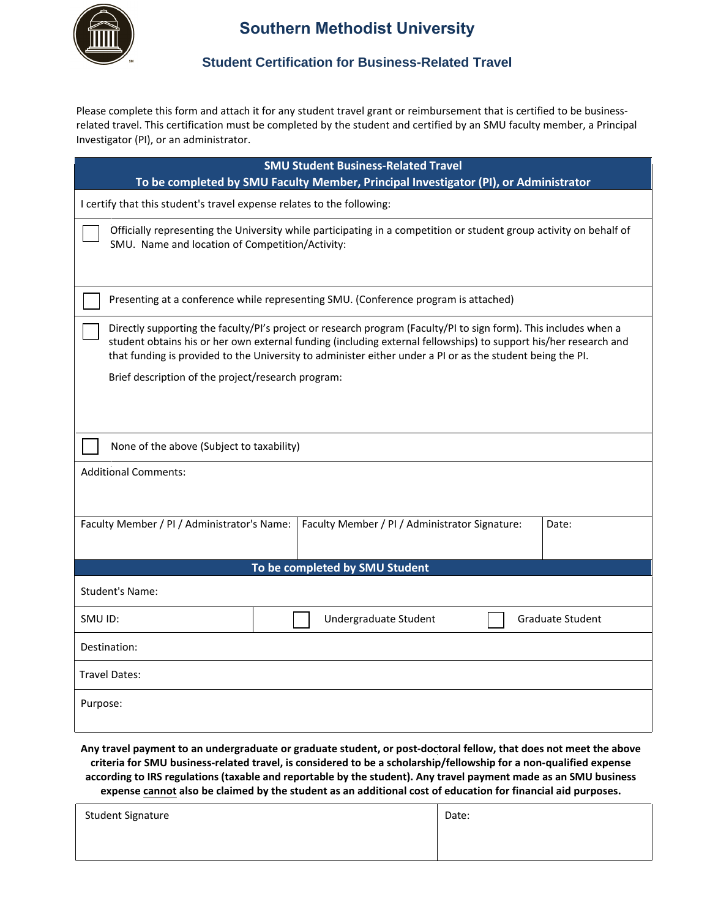# Southern Methodist University

## Student Certification for Business-Related Travel

Please complete this form and attach it for any student travel grant or reimbursement that is certified to be business-related travel. This certification must be completed by the student and certified by an SMU faculty member, a Principal Investigator (PI), or an administrator.

| SMU Student Business-Related Travel<br>To be completed by SMU Faculty Member, Principal Investigator (PI), or Administrator | | |
|---|---|---|
| I certify that this student's travel expense relates to the following: | | |
| ☐ Officially representing the University while participating in a competition or student group activity on behalf of SMU. Name and location of Competition/Activity: | | |
| ☐ Presenting at a conference while representing SMU. (Conference program is attached) | | |
| ☐ Directly supporting the faculty/PI's project or research program (Faculty/PI to sign form). This includes when a student obtains his or her own external funding (including external fellowships) to support his/her research and that funding is provided to the University to administer either under a PI or as the student being the PI.<br><br>Brief description of the project/research program: | | |
| ☐ None of the above (Subject to taxability) | | |
| Additional Comments: | | |
| Faculty Member / PI / Administrator's Name: | Faculty Member / PI / Administrator Signature: | Date: |

| To be completed by SMU Student | | |
|---|---|---|
| Student's Name: | | |
| SMU ID: | ☐ Undergraduate Student | ☐ Graduate Student |
| Destination: | | |
| Travel Dates: | | |
| Purpose: | | |

**Any travel payment to an undergraduate or graduate student, or post-doctoral fellow, that does not meet the above criteria for SMU business-related travel, is considered to be a scholarship/fellowship for a non-qualified expense according to IRS regulations (taxable and reportable by the student). Any travel payment made as an SMU business expense <u>cannot</u> also be claimed by the student as an additional cost of education for financial aid purposes.**

| Student Signature | Date: |
|---|---|
| | |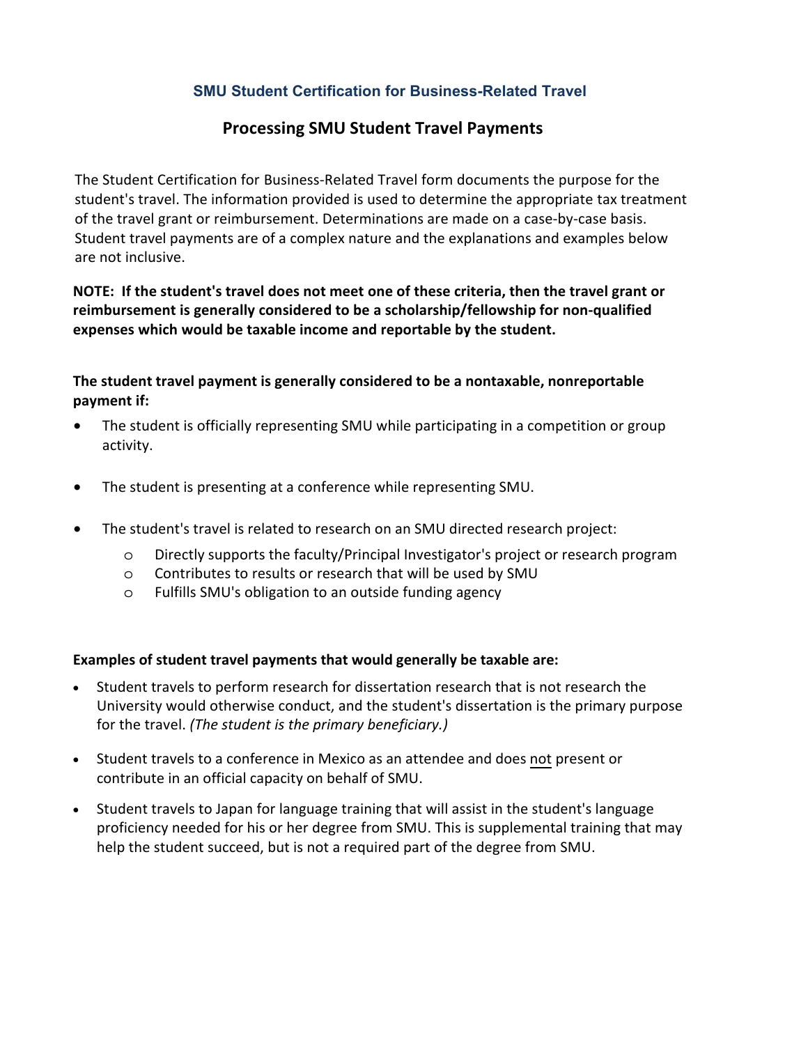## SMU Student Certification for Business-Related Travel

# Processing SMU Student Travel Payments

The Student Certification for Business-Related Travel form documents the purpose for the student's travel. The information provided is used to determine the appropriate tax treatment of the travel grant or reimbursement. Determinations are made on a case-by-case basis. Student travel payments are of a complex nature and the explanations and examples below are not inclusive.

**NOTE: If the student's travel does not meet one of these criteria, then the travel grant or reimbursement is generally considered to be a scholarship/fellowship for non-qualified expenses which would be taxable income and reportable by the student.**

**The student travel payment is generally considered to be a nontaxable, nonreportable payment if:**

- The student is officially representing SMU while participating in a competition or group activity.
- The student is presenting at a conference while representing SMU.
- The student's travel is related to research on an SMU directed research project:
  - Directly supports the faculty/Principal Investigator's project or research program
  - Contributes to results or research that will be used by SMU
  - Fulfills SMU's obligation to an outside funding agency

**Examples of student travel payments that would generally be taxable are:**

- Student travels to perform research for dissertation research that is not research the University would otherwise conduct, and the student's dissertation is the primary purpose for the travel. *(The student is the primary beneficiary.)*
- Student travels to a conference in Mexico as an attendee and does not present or contribute in an official capacity on behalf of SMU.
- Student travels to Japan for language training that will assist in the student's language proficiency needed for his or her degree from SMU. This is supplemental training that may help the student succeed, but is not a required part of the degree from SMU.